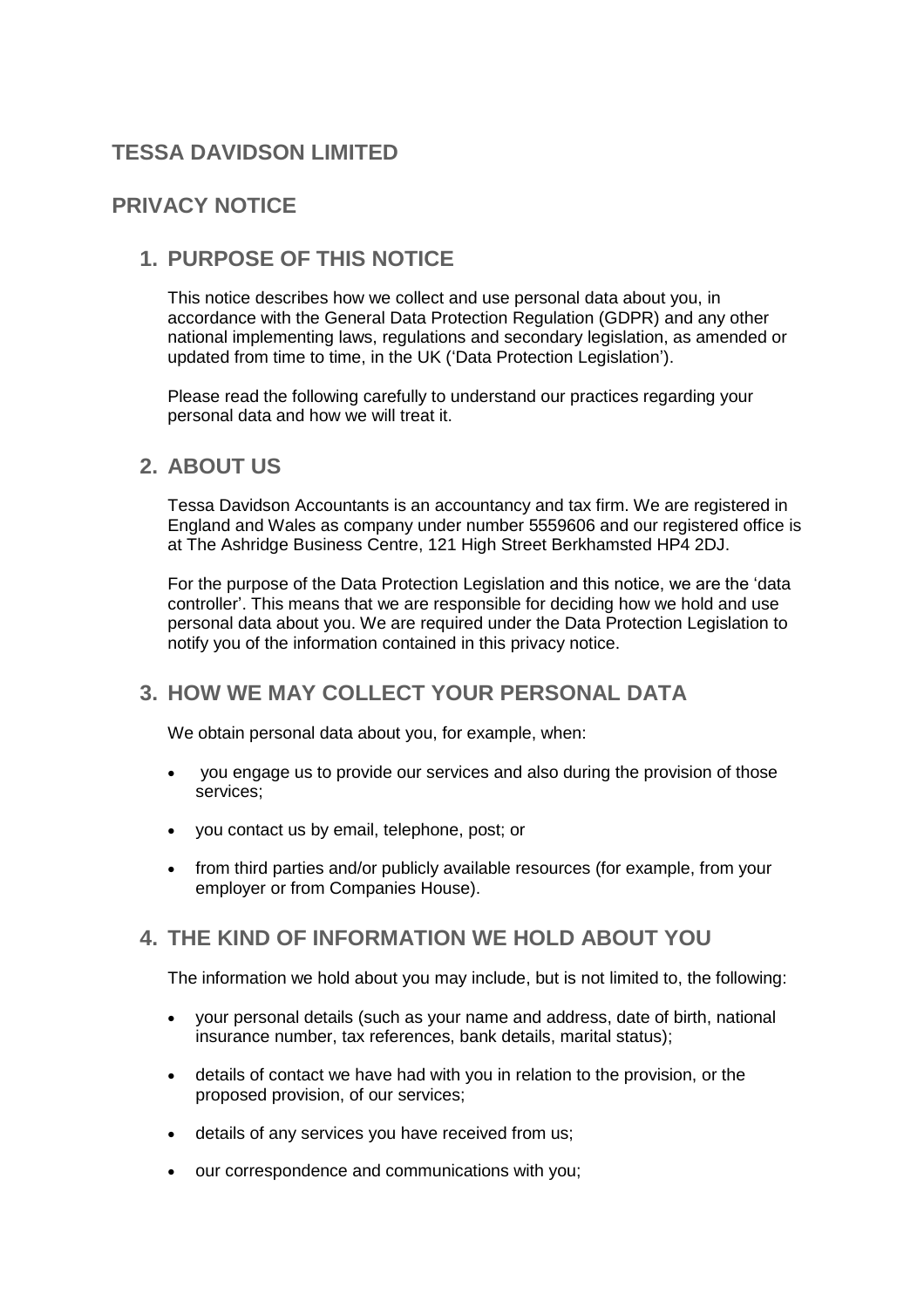# TESSA DAVIDSON LIMITED

## PRIVACY NOTICE

### 1. PURPOSE OF THIS NOTICE

This notice describes how we collect and use personal data about you, in accordance with the General Data Protection Regulation (GDPR) and any other national implementing laws, regulations and secondary legislation, as amended or updated from time to time, in the UK ('Data Protection Legislation').

Please read the following carefully to understand our practices regarding your personal data and how we will treat it.

### 2. ABOUT US

Tessa Davidson Accountants is an accountancy and tax firm. We are registered in England and Wales as company under number 5559606 and our registered office is at The Ashridge Business Centre, 121 High Street Berkhamsted HP4 2DJ.

For the purpose of the Data Protection Legislation and this notice, we are the 'data controller'. This means that we are responsible for deciding how we hold and use personal data about you. We are required under the Data Protection Legislation to notify you of the information contained in this privacy notice.

### 3. HOW WE MAY COLLECT YOUR PERSONAL DATA

We obtain personal data about you, for example, when:

- you engage us to provide our services and also during the provision of those services;
- you contact us by email, telephone, post; or
- from third parties and/or publicly available resources (for example, from your employer or from Companies House).

### 4. THE KIND OF INFORMATION WE HOLD ABOUT YOU

The information we hold about you may include, but is not limited to, the following:

- your personal details (such as your name and address, date of birth, national insurance number, tax references, bank details, marital status);
- details of contact we have had with you in relation to the provision, or the proposed provision, of our services;
- details of any services you have received from us;
- our correspondence and communications with you;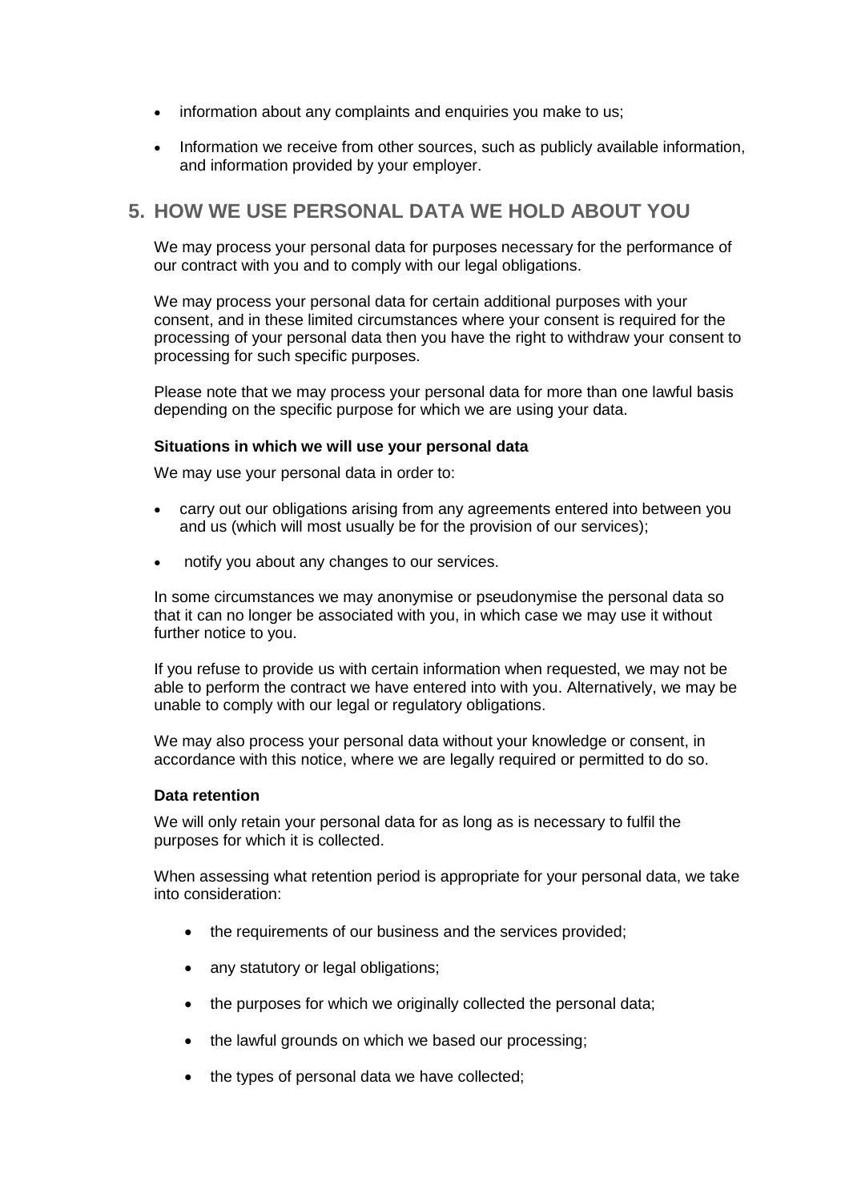- information about any complaints and enquiries you make to us;
- Information we receive from other sources, such as publicly available information, and information provided by your employer.

## 5. HOW WE USE PERSONAL DATA WE HOLD ABOUT YOU

We may process your personal data for purposes necessary for the performance of our contract with you and to comply with our legal obligations.

We may process your personal data for certain additional purposes with your consent, and in these limited circumstances where your consent is required for the processing of your personal data then you have the right to withdraw your consent to processing for such specific purposes.

Please note that we may process your personal data for more than one lawful basis depending on the specific purpose for which we are using your data.

**Situations in which we will use your personal data**

We may use your personal data in order to:

- carry out our obligations arising from any agreements entered into between you and us (which will most usually be for the provision of our services);
- notify you about any changes to our services.

In some circumstances we may anonymise or pseudonymise the personal data so that it can no longer be associated with you, in which case we may use it without further notice to you.

If you refuse to provide us with certain information when requested, we may not be able to perform the contract we have entered into with you. Alternatively, we may be unable to comply with our legal or regulatory obligations.

We may also process your personal data without your knowledge or consent, in accordance with this notice, where we are legally required or permitted to do so.

**Data retention**

We will only retain your personal data for as long as is necessary to fulfil the purposes for which it is collected.

When assessing what retention period is appropriate for your personal data, we take into consideration:

- the requirements of our business and the services provided;
- any statutory or legal obligations;
- the purposes for which we originally collected the personal data;
- the lawful grounds on which we based our processing;
- the types of personal data we have collected;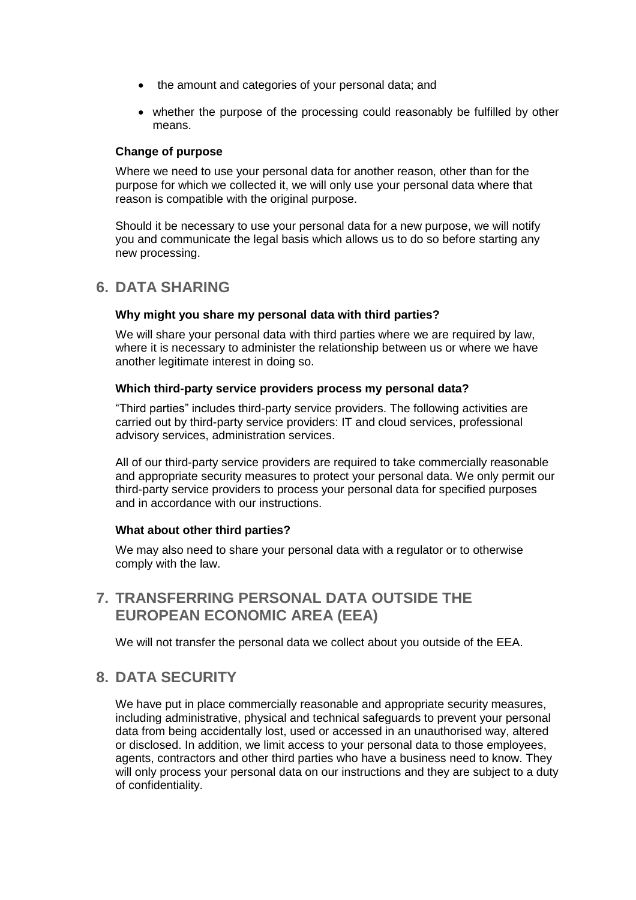- the amount and categories of your personal data; and
- whether the purpose of the processing could reasonably be fulfilled by other means.

**Change of purpose**

Where we need to use your personal data for another reason, other than for the purpose for which we collected it, we will only use your personal data where that reason is compatible with the original purpose.

Should it be necessary to use your personal data for a new purpose, we will notify you and communicate the legal basis which allows us to do so before starting any new processing.

## 6. DATA SHARING

**Why might you share my personal data with third parties?**

We will share your personal data with third parties where we are required by law, where it is necessary to administer the relationship between us or where we have another legitimate interest in doing so.

**Which third-party service providers process my personal data?**

"Third parties" includes third-party service providers. The following activities are carried out by third-party service providers: IT and cloud services, professional advisory services, administration services.

All of our third-party service providers are required to take commercially reasonable and appropriate security measures to protect your personal data. We only permit our third-party service providers to process your personal data for specified purposes and in accordance with our instructions.

**What about other third parties?**

We may also need to share your personal data with a regulator or to otherwise comply with the law.

## 7. TRANSFERRING PERSONAL DATA OUTSIDE THE EUROPEAN ECONOMIC AREA (EEA)

We will not transfer the personal data we collect about you outside of the EEA.

## 8. DATA SECURITY

We have put in place commercially reasonable and appropriate security measures, including administrative, physical and technical safeguards to prevent your personal data from being accidentally lost, used or accessed in an unauthorised way, altered or disclosed. In addition, we limit access to your personal data to those employees, agents, contractors and other third parties who have a business need to know. They will only process your personal data on our instructions and they are subject to a duty of confidentiality.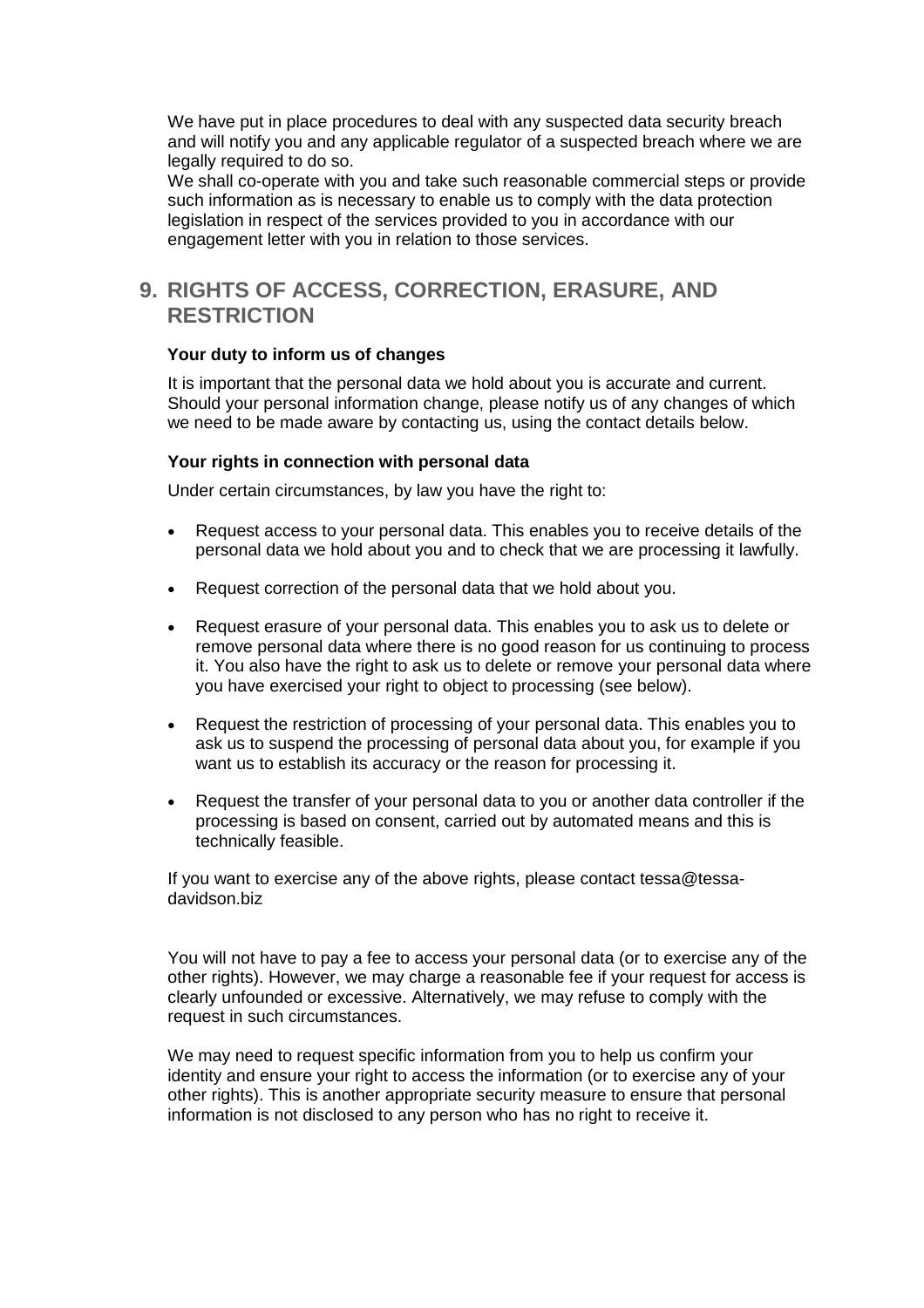We have put in place procedures to deal with any suspected data security breach and will notify you and any applicable regulator of a suspected breach where we are legally required to do so.
We shall co-operate with you and take such reasonable commercial steps or provide such information as is necessary to enable us to comply with the data protection legislation in respect of the services provided to you in accordance with our engagement letter with you in relation to those services.

## 9. RIGHTS OF ACCESS, CORRECTION, ERASURE, AND RESTRICTION

**Your duty to inform us of changes**

It is important that the personal data we hold about you is accurate and current. Should your personal information change, please notify us of any changes of which we need to be made aware by contacting us, using the contact details below.

**Your rights in connection with personal data**

Under certain circumstances, by law you have the right to:

- Request access to your personal data. This enables you to receive details of the personal data we hold about you and to check that we are processing it lawfully.
- Request correction of the personal data that we hold about you.
- Request erasure of your personal data. This enables you to ask us to delete or remove personal data where there is no good reason for us continuing to process it. You also have the right to ask us to delete or remove your personal data where you have exercised your right to object to processing (see below).
- Request the restriction of processing of your personal data. This enables you to ask us to suspend the processing of personal data about you, for example if you want us to establish its accuracy or the reason for processing it.
- Request the transfer of your personal data to you or another data controller if the processing is based on consent, carried out by automated means and this is technically feasible.

If you want to exercise any of the above rights, please contact tessa@tessa-davidson.biz

You will not have to pay a fee to access your personal data (or to exercise any of the other rights). However, we may charge a reasonable fee if your request for access is clearly unfounded or excessive. Alternatively, we may refuse to comply with the request in such circumstances.

We may need to request specific information from you to help us confirm your identity and ensure your right to access the information (or to exercise any of your other rights). This is another appropriate security measure to ensure that personal information is not disclosed to any person who has no right to receive it.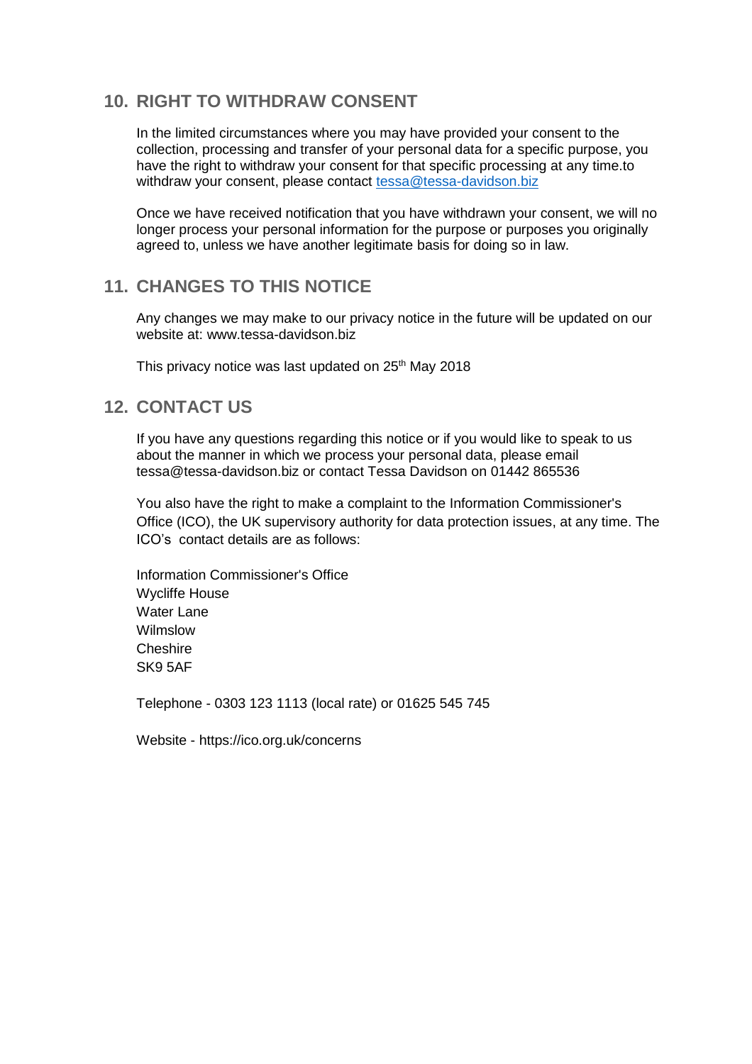## 10. RIGHT TO WITHDRAW CONSENT

In the limited circumstances where you may have provided your consent to the collection, processing and transfer of your personal data for a specific purpose, you have the right to withdraw your consent for that specific processing at any time.to withdraw your consent, please contact [tessa@tessa-davidson.biz](mailto:tessa@tessa-davidson.biz)

Once we have received notification that you have withdrawn your consent, we will no longer process your personal information for the purpose or purposes you originally agreed to, unless we have another legitimate basis for doing so in law.

## 11. CHANGES TO THIS NOTICE

Any changes we may make to our privacy notice in the future will be updated on our website at: www.tessa-davidson.biz

This privacy notice was last updated on 25th May 2018

## 12. CONTACT US

If you have any questions regarding this notice or if you would like to speak to us about the manner in which we process your personal data, please email tessa@tessa-davidson.biz or contact Tessa Davidson on 01442 865536

You also have the right to make a complaint to the Information Commissioner's Office (ICO), the UK supervisory authority for data protection issues, at any time. The ICO's contact details are as follows:

Information Commissioner's Office
Wycliffe House
Water Lane
Wilmslow
Cheshire
SK9 5AF

Telephone - 0303 123 1113 (local rate) or 01625 545 745

Website - https://ico.org.uk/concerns